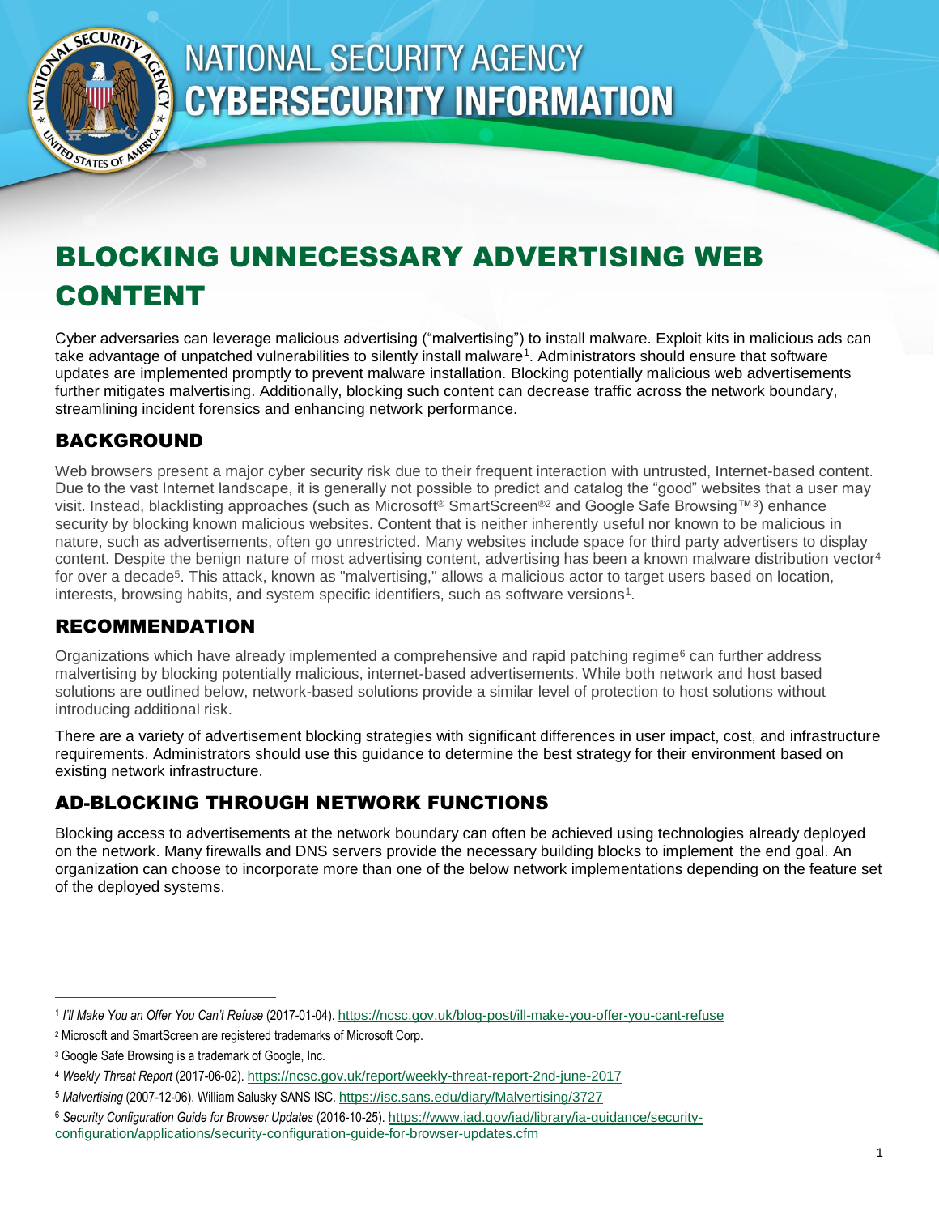# NATIONAL SECURITY AGENCY CYBERSECURITY INFORMATION

# BLOCKING UNNECESSARY ADVERTISING WEB CONTENT

Cyber adversaries can leverage malicious advertising ("malvertising") to install malware. Exploit kits in malicious ads can take advantage of unpatched vulnerabilities to silently install malware[1]. Administrators should ensure that software updates are implemented promptly to prevent malware installation. Blocking potentially malicious web advertisements further mitigates malvertising. Additionally, blocking such content can decrease traffic across the network boundary, streamlining incident forensics and enhancing network performance.

## BACKGROUND

Web browsers present a major cyber security risk due to their frequent interaction with untrusted, Internet-based content. Due to the vast Internet landscape, it is generally not possible to predict and catalog the "good" websites that a user may visit. Instead, blacklisting approaches (such as Microsoft® SmartScreen®[2] and Google Safe Browsing™[3]) enhance security by blocking known malicious websites. Content that is neither inherently useful nor known to be malicious in nature, such as advertisements, often go unrestricted. Many websites include space for third party advertisers to display content. Despite the benign nature of most advertising content, advertising has been a known malware distribution vector[4] for over a decade[5]. This attack, known as "malvertising," allows a malicious actor to target users based on location, interests, browsing habits, and system specific identifiers, such as software versions[1].

## RECOMMENDATION

Organizations which have already implemented a comprehensive and rapid patching regime[6] can further address malvertising by blocking potentially malicious, internet-based advertisements. While both network and host based solutions are outlined below, network-based solutions provide a similar level of protection to host solutions without introducing additional risk.

There are a variety of advertisement blocking strategies with significant differences in user impact, cost, and infrastructure requirements. Administrators should use this guidance to determine the best strategy for their environment based on existing network infrastructure.

## AD-BLOCKING THROUGH NETWORK FUNCTIONS

Blocking access to advertisements at the network boundary can often be achieved using technologies already deployed on the network. Many firewalls and DNS servers provide the necessary building blocks to implement the end goal. An organization can choose to incorporate more than one of the below network implementations depending on the feature set of the deployed systems.

---

[1] *I'll Make You an Offer You Can't Refuse* (2017-01-04). https://ncsc.gov.uk/blog-post/ill-make-you-offer-you-cant-refuse

[2] Microsoft and SmartScreen are registered trademarks of Microsoft Corp.

[3] Google Safe Browsing is a trademark of Google, Inc.

[4] *Weekly Threat Report* (2017-06-02). https://ncsc.gov.uk/report/weekly-threat-report-2nd-june-2017

[5] *Malvertising* (2007-12-06). William Salusky SANS ISC. https://isc.sans.edu/diary/Malvertising/3727

[6] *Security Configuration Guide for Browser Updates* (2016-10-25). https://www.iad.gov/iad/library/ia-guidance/security-configuration/applications/security-configuration-guide-for-browser-updates.cfm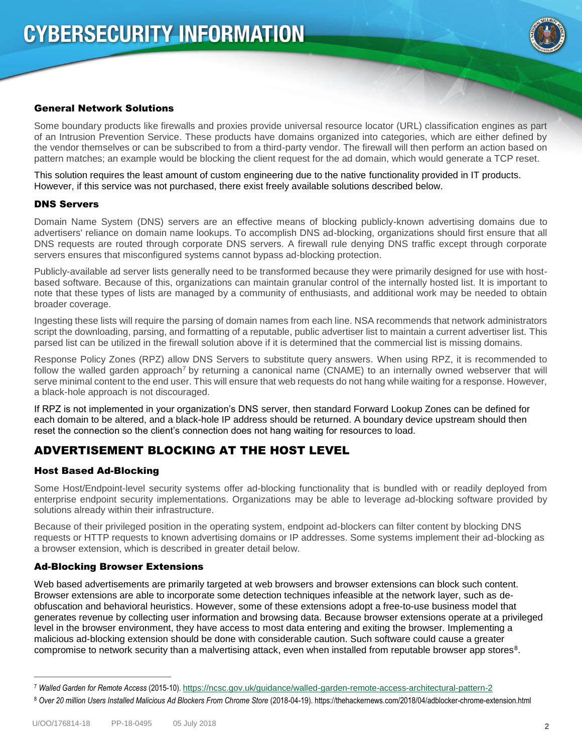### General Network Solutions

Some boundary products like firewalls and proxies provide universal resource locator (URL) classification engines as part of an Intrusion Prevention Service. These products have domains organized into categories, which are either defined by the vendor themselves or can be subscribed to from a third-party vendor. The firewall will then perform an action based on pattern matches; an example would be blocking the client request for the ad domain, which would generate a TCP reset.

This solution requires the least amount of custom engineering due to the native functionality provided in IT products. However, if this service was not purchased, there exist freely available solutions described below.

### DNS Servers

Domain Name System (DNS) servers are an effective means of blocking publicly-known advertising domains due to advertisers' reliance on domain name lookups. To accomplish DNS ad-blocking, organizations should first ensure that all DNS requests are routed through corporate DNS servers. A firewall rule denying DNS traffic except through corporate servers ensures that misconfigured systems cannot bypass ad-blocking protection.

Publicly-available ad server lists generally need to be transformed because they were primarily designed for use with host-based software. Because of this, organizations can maintain granular control of the internally hosted list. It is important to note that these types of lists are managed by a community of enthusiasts, and additional work may be needed to obtain broader coverage.

Ingesting these lists will require the parsing of domain names from each line. NSA recommends that network administrators script the downloading, parsing, and formatting of a reputable, public advertiser list to maintain a current advertiser list. This parsed list can be utilized in the firewall solution above if it is determined that the commercial list is missing domains.

Response Policy Zones (RPZ) allow DNS Servers to substitute query answers. When using RPZ, it is recommended to follow the walled garden approach[7] by returning a canonical name (CNAME) to an internally owned webserver that will serve minimal content to the end user. This will ensure that web requests do not hang while waiting for a response. However, a black-hole approach is not discouraged.

If RPZ is not implemented in your organization's DNS server, then standard Forward Lookup Zones can be defined for each domain to be altered, and a black-hole IP address should be returned. A boundary device upstream should then reset the connection so the client's connection does not hang waiting for resources to load.

## ADVERTISEMENT BLOCKING AT THE HOST LEVEL

### Host Based Ad-Blocking

Some Host/Endpoint-level security systems offer ad-blocking functionality that is bundled with or readily deployed from enterprise endpoint security implementations. Organizations may be able to leverage ad-blocking software provided by solutions already within their infrastructure.

Because of their privileged position in the operating system, endpoint ad-blockers can filter content by blocking DNS requests or HTTP requests to known advertising domains or IP addresses. Some systems implement their ad-blocking as a browser extension, which is described in greater detail below.

### Ad-Blocking Browser Extensions

Web based advertisements are primarily targeted at web browsers and browser extensions can block such content. Browser extensions are able to incorporate some detection techniques infeasible at the network layer, such as de-obfuscation and behavioral heuristics. However, some of these extensions adopt a free-to-use business model that generates revenue by collecting user information and browsing data. Because browser extensions operate at a privileged level in the browser environment, they have access to most data entering and exiting the browser. Implementing a malicious ad-blocking extension should be done with considerable caution. Such software could cause a greater compromise to network security than a malvertising attack, even when installed from reputable browser app stores[8].

---

[7] *Walled Garden for Remote Access* (2015-10). https://ncsc.gov.uk/guidance/walled-garden-remote-access-architectural-pattern-2

[8] *Over 20 million Users Installed Malicious Ad Blockers From Chrome Store* (2018-04-19). https://thehackernews.com/2018/04/adblocker-chrome-extension.html

U/OO/176814-18 PP-18-0495 05 July 2018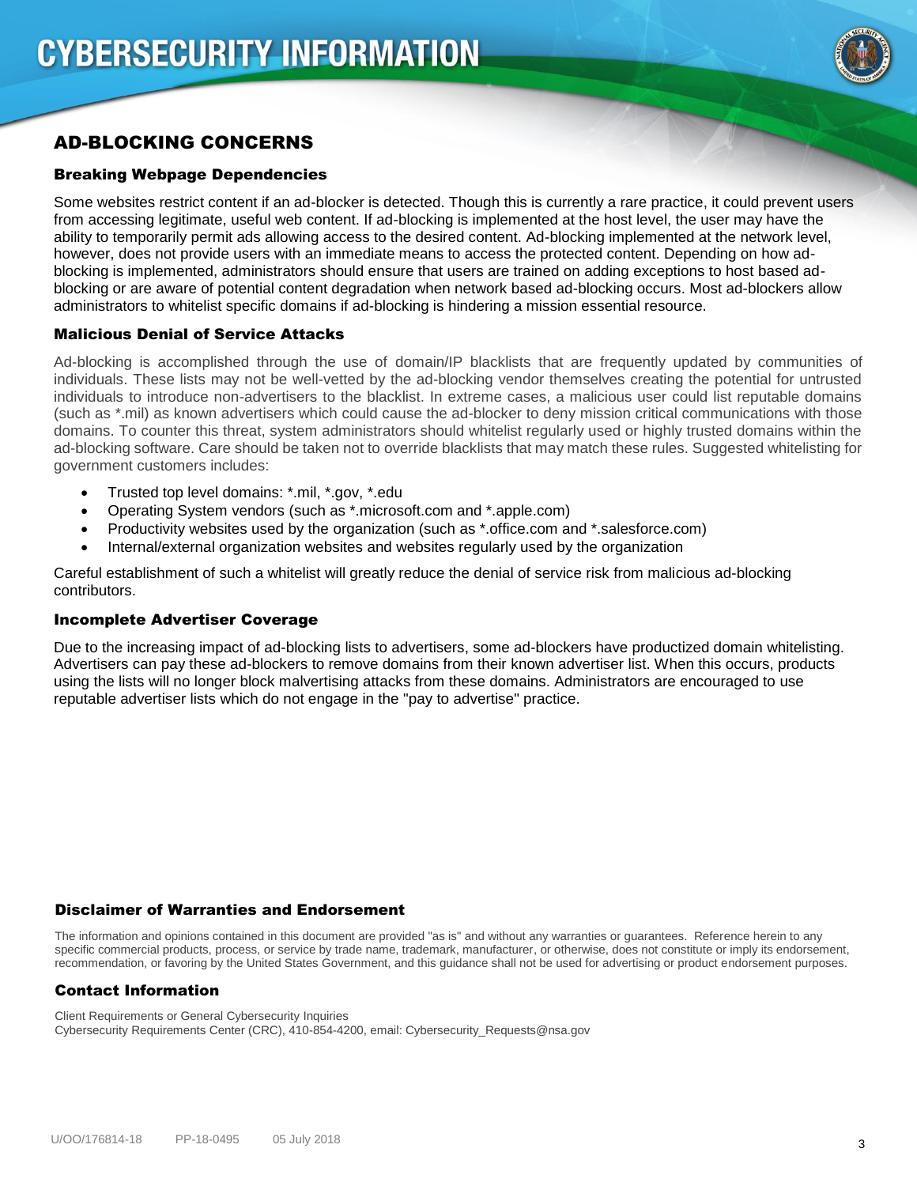## AD-BLOCKING CONCERNS

### Breaking Webpage Dependencies

Some websites restrict content if an ad-blocker is detected. Though this is currently a rare practice, it could prevent users from accessing legitimate, useful web content. If ad-blocking is implemented at the host level, the user may have the ability to temporarily permit ads allowing access to the desired content. Ad-blocking implemented at the network level, however, does not provide users with an immediate means to access the protected content. Depending on how ad-blocking is implemented, administrators should ensure that users are trained on adding exceptions to host based ad-blocking or are aware of potential content degradation when network based ad-blocking occurs. Most ad-blockers allow administrators to whitelist specific domains if ad-blocking is hindering a mission essential resource.

### Malicious Denial of Service Attacks

Ad-blocking is accomplished through the use of domain/IP blacklists that are frequently updated by communities of individuals. These lists may not be well-vetted by the ad-blocking vendor themselves creating the potential for untrusted individuals to introduce non-advertisers to the blacklist. In extreme cases, a malicious user could list reputable domains (such as *.mil) as known advertisers which could cause the ad-blocker to deny mission critical communications with those domains. To counter this threat, system administrators should whitelist regularly used or highly trusted domains within the ad-blocking software. Care should be taken not to override blacklists that may match these rules. Suggested whitelisting for government customers includes:

- Trusted top level domains: *.mil, *.gov, *.edu
- Operating System vendors (such as *.microsoft.com and *.apple.com)
- Productivity websites used by the organization (such as *.office.com and *.salesforce.com)
- Internal/external organization websites and websites regularly used by the organization

Careful establishment of such a whitelist will greatly reduce the denial of service risk from malicious ad-blocking contributors.

### Incomplete Advertiser Coverage

Due to the increasing impact of ad-blocking lists to advertisers, some ad-blockers have productized domain whitelisting. Advertisers can pay these ad-blockers to remove domains from their known advertiser list. When this occurs, products using the lists will no longer block malvertising attacks from these domains. Administrators are encouraged to use reputable advertiser lists which do not engage in the "pay to advertise" practice.

### Disclaimer of Warranties and Endorsement

The information and opinions contained in this document are provided "as is" and without any warranties or guarantees. Reference herein to any specific commercial products, process, or service by trade name, trademark, manufacturer, or otherwise, does not constitute or imply its endorsement, recommendation, or favoring by the United States Government, and this guidance shall not be used for advertising or product endorsement purposes.

### Contact Information

Client Requirements or General Cybersecurity Inquiries
Cybersecurity Requirements Center (CRC), 410-854-4200, email: Cybersecurity_Requests@nsa.gov